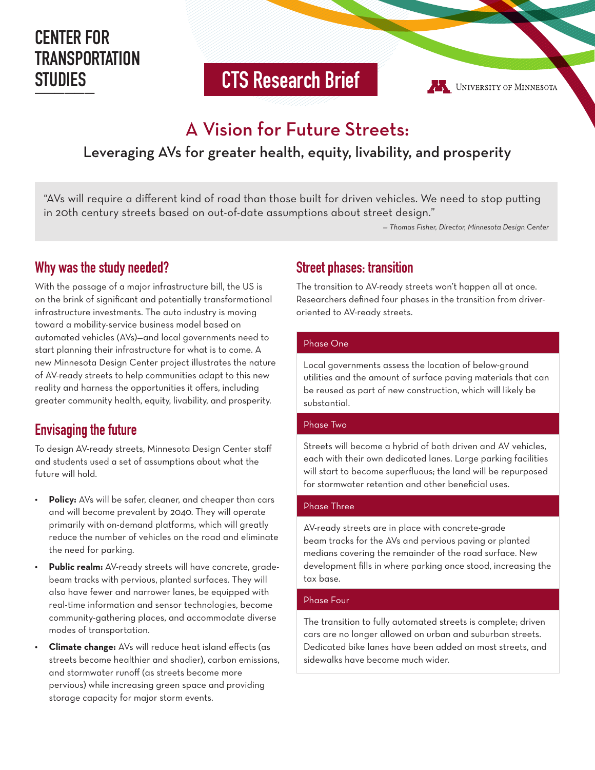CENTER FOR TRANSPORTATION STUDIES

CTS Research Brief

UNIVERSITY OF MINNESOTA

# A Vision for Future Streets:

## Leveraging AVs for greater health, equity, livability, and prosperity

> "AVs will require a different kind of road than those built for driven vehicles. We need to stop putting in 20th century streets based on out-of-date assumptions about street design."
>
> *— Thomas Fisher, Director, Minnesota Design Center*

## Why was the study needed?

With the passage of a major infrastructure bill, the US is on the brink of significant and potentially transformational infrastructure investments. The auto industry is moving toward a mobility-service business model based on automated vehicles (AVs)—and local governments need to start planning their infrastructure for what is to come. A new Minnesota Design Center project illustrates the nature of AV-ready streets to help communities adapt to this new reality and harness the opportunities it offers, including greater community health, equity, livability, and prosperity.

## Envisaging the future

To design AV-ready streets, Minnesota Design Center staff and students used a set of assumptions about what the future will hold.

- **Policy:** AVs will be safer, cleaner, and cheaper than cars and will become prevalent by 2040. They will operate primarily with on-demand platforms, which will greatly reduce the number of vehicles on the road and eliminate the need for parking.
- **Public realm:** AV-ready streets will have concrete, grade-beam tracks with pervious, planted surfaces. They will also have fewer and narrower lanes, be equipped with real-time information and sensor technologies, become community-gathering places, and accommodate diverse modes of transportation.
- **Climate change:** AVs will reduce heat island effects (as streets become healthier and shadier), carbon emissions, and stormwater runoff (as streets become more pervious) while increasing green space and providing storage capacity for major storm events.

## Street phases: transition

The transition to AV-ready streets won't happen all at once. Researchers defined four phases in the transition from driver-oriented to AV-ready streets.

### Phase One

Local governments assess the location of below-ground utilities and the amount of surface paving materials that can be reused as part of new construction, which will likely be substantial.

### Phase Two

Streets will become a hybrid of both driven and AV vehicles, each with their own dedicated lanes. Large parking facilities will start to become superfluous; the land will be repurposed for stormwater retention and other beneficial uses.

### Phase Three

AV-ready streets are in place with concrete-grade beam tracks for the AVs and pervious paving or planted medians covering the remainder of the road surface. New development fills in where parking once stood, increasing the tax base.

### Phase Four

The transition to fully automated streets is complete; driven cars are no longer allowed on urban and suburban streets. Dedicated bike lanes have been added on most streets, and sidewalks have become much wider.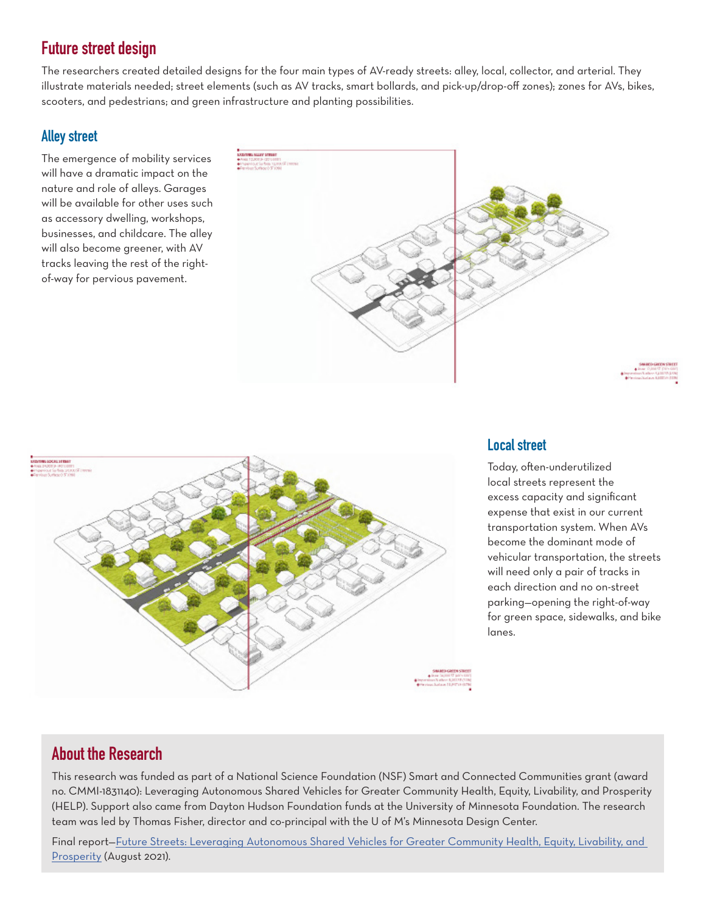## Future street design

The researchers created detailed designs for the four main types of AV-ready streets: alley, local, collector, and arterial. They illustrate materials needed; street elements (such as AV tracks, smart bollards, and pick-up/drop-off zones); zones for AVs, bikes, scooters, and pedestrians; and green infrastructure and planting possibilities.

### Alley street

The emergence of mobility services will have a dramatic impact on the nature and role of alleys. Garages will be available for other uses such as accessory dwelling, workshops, businesses, and childcare. The alley will also become greener, with AV tracks leaving the rest of the right-of-way for pervious pavement.

### Local street

Today, often-underutilized local streets represent the excess capacity and significant expense that exist in our current transportation system. When AVs become the dominant mode of vehicular transportation, the streets will need only a pair of tracks in each direction and no on-street parking—opening the right-of-way for green space, sidewalks, and bike lanes.

## About the Research

This research was funded as part of a National Science Foundation (NSF) Smart and Connected Communities grant (award no. CMMI-1831140): Leveraging Autonomous Shared Vehicles for Greater Community Health, Equity, Livability, and Prosperity (HELP). Support also came from Dayton Hudson Foundation funds at the University of Minnesota Foundation. The research team was led by Thomas Fisher, director and co-principal with the U of M's Minnesota Design Center.

Final report—Future Streets: Leveraging Autonomous Shared Vehicles for Greater Community Health, Equity, Livability, and Prosperity (August 2021).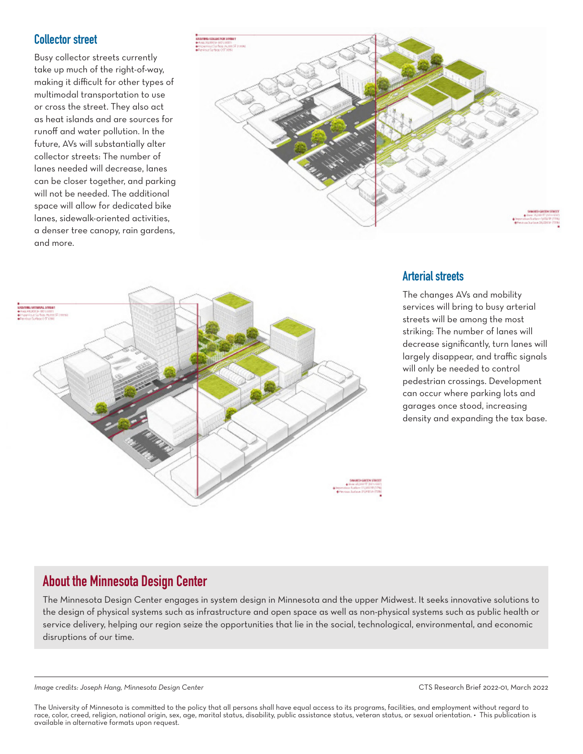## Collector street

Busy collector streets currently take up much of the right-of-way, making it difficult for other types of multimodal transportation to use or cross the street. They also act as heat islands and are sources for runoff and water pollution. In the future, AVs will substantially alter collector streets: The number of lanes needed will decrease, lanes can be closer together, and parking will not be needed. The additional space will allow for dedicated bike lanes, sidewalk-oriented activities, a denser tree canopy, rain gardens, and more.

## Arterial streets

The changes AVs and mobility services will bring to busy arterial streets will be among the most striking: The number of lanes will decrease significantly, turn lanes will largely disappear, and traffic signals will only be needed to control pedestrian crossings. Development can occur where parking lots and garages once stood, increasing density and expanding the tax base.

## About the Minnesota Design Center

The Minnesota Design Center engages in system design in Minnesota and the upper Midwest. It seeks innovative solutions to the design of physical systems such as infrastructure and open space as well as non-physical systems such as public health or service delivery, helping our region seize the opportunities that lie in the social, technological, environmental, and economic disruptions of our time.

*Image credits: Joseph Hang, Minnesota Design Center*

CTS Research Brief 2022-01, March 2022

The University of Minnesota is committed to the policy that all persons shall have equal access to its programs, facilities, and employment without regard to race, color, creed, religion, national origin, sex, age, marital status, disability, public assistance status, veteran status, or sexual orientation. • This publication is available in alternative formats upon request.